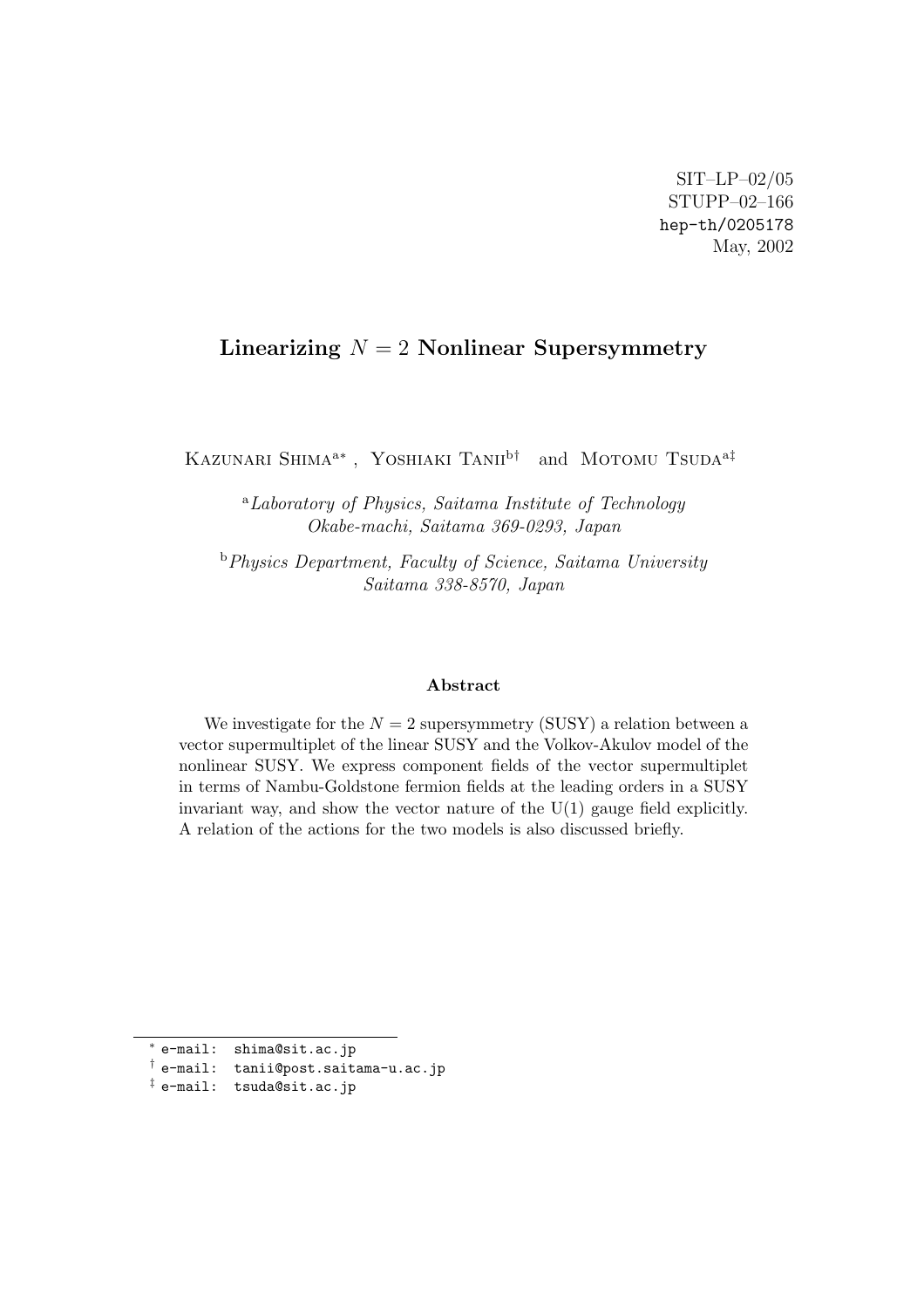SIT–LP–02/05
STUPP–02–166
hep-th/0205178
May, 2002

# Linearizing $N = 2$ Nonlinear Supersymmetry

Kazunari Shima[a*], Yoshiaki Tanii[b†] and Motomu Tsuda[a‡]

[a] *Laboratory of Physics, Saitama Institute of Technology Okabe-machi, Saitama 369-0293, Japan*

[b] *Physics Department, Faculty of Science, Saitama University Saitama 338-8570, Japan*

### Abstract

We investigate for the $N = 2$ supersymmetry (SUSY) a relation between a vector supermultiplet of the linear SUSY and the Volkov-Akulov model of the nonlinear SUSY. We express component fields of the vector supermultiplet in terms of Nambu-Goldstone fermion fields at the leading orders in a SUSY invariant way, and show the vector nature of the U(1) gauge field explicitly. A relation of the actions for the two models is also discussed briefly.

---

[*] e-mail: shima@sit.ac.jp
[†] e-mail: tanii@post.saitama-u.ac.jp
[‡] e-mail: tsuda@sit.ac.jp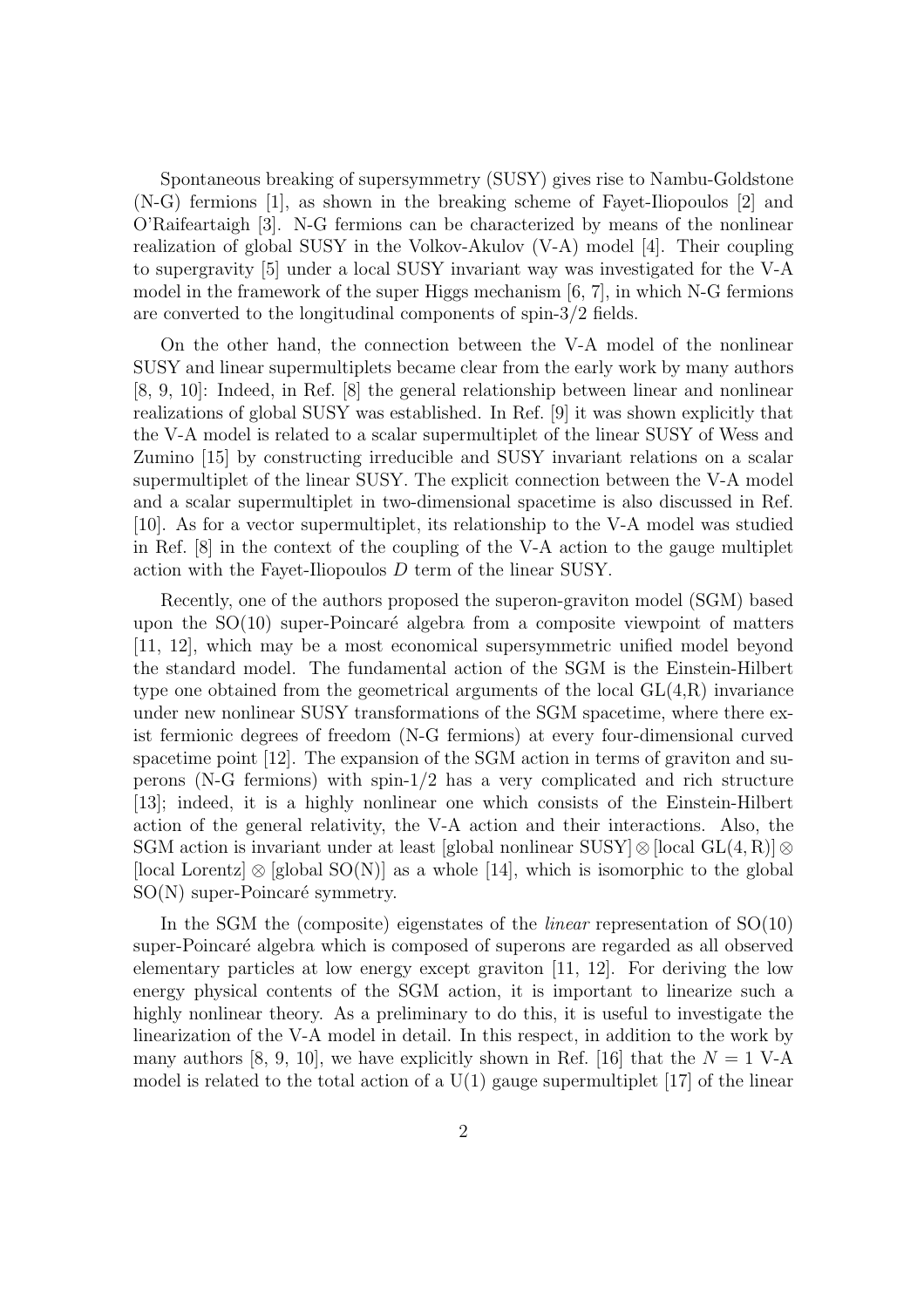Spontaneous breaking of supersymmetry (SUSY) gives rise to Nambu-Goldstone (N-G) fermions [1], as shown in the breaking scheme of Fayet-Iliopoulos [2] and O'Raifeartaigh [3]. N-G fermions can be characterized by means of the nonlinear realization of global SUSY in the Volkov-Akulov (V-A) model [4]. Their coupling to supergravity [5] under a local SUSY invariant way was investigated for the V-A model in the framework of the super Higgs mechanism [6, 7], in which N-G fermions are converted to the longitudinal components of spin-3/2 fields.

On the other hand, the connection between the V-A model of the nonlinear SUSY and linear supermultiplets became clear from the early work by many authors [8, 9, 10]: Indeed, in Ref. [8] the general relationship between linear and nonlinear realizations of global SUSY was established. In Ref. [9] it was shown explicitly that the V-A model is related to a scalar supermultiplet of the linear SUSY of Wess and Zumino [15] by constructing irreducible and SUSY invariant relations on a scalar supermultiplet of the linear SUSY. The explicit connection between the V-A model and a scalar supermultiplet in two-dimensional spacetime is also discussed in Ref. [10]. As for a vector supermultiplet, its relationship to the V-A model was studied in Ref. [8] in the context of the coupling of the V-A action to the gauge multiplet action with the Fayet-Iliopoulos $D$ term of the linear SUSY.

Recently, one of the authors proposed the superon-graviton model (SGM) based upon the SO(10) super-Poincaré algebra from a composite viewpoint of matters [11, 12], which may be a most economical supersymmetric unified model beyond the standard model. The fundamental action of the SGM is the Einstein-Hilbert type one obtained from the geometrical arguments of the local GL(4,R) invariance under new nonlinear SUSY transformations of the SGM spacetime, where there exist fermionic degrees of freedom (N-G fermions) at every four-dimensional curved spacetime point [12]. The expansion of the SGM action in terms of graviton and superons (N-G fermions) with spin-1/2 has a very complicated and rich structure [13]; indeed, it is a highly nonlinear one which consists of the Einstein-Hilbert action of the general relativity, the V-A action and their interactions. Also, the SGM action is invariant under at least [global nonlinear SUSY] $\otimes$ [local $\mathrm{GL}(4,\mathrm{R})$] $\otimes$ [local Lorentz] $\otimes$ [global SO(N)] as a whole [14], which is isomorphic to the global SO(N) super-Poincaré symmetry.

In the SGM the (composite) eigenstates of the *linear* representation of SO(10) super-Poincaré algebra which is composed of superons are regarded as all observed elementary particles at low energy except graviton [11, 12]. For deriving the low energy physical contents of the SGM action, it is important to linearize such a highly nonlinear theory. As a preliminary to do this, it is useful to investigate the linearization of the V-A model in detail. In this respect, in addition to the work by many authors [8, 9, 10], we have explicitly shown in Ref. [16] that the $N = 1$ V-A model is related to the total action of a U(1) gauge supermultiplet [17] of the linear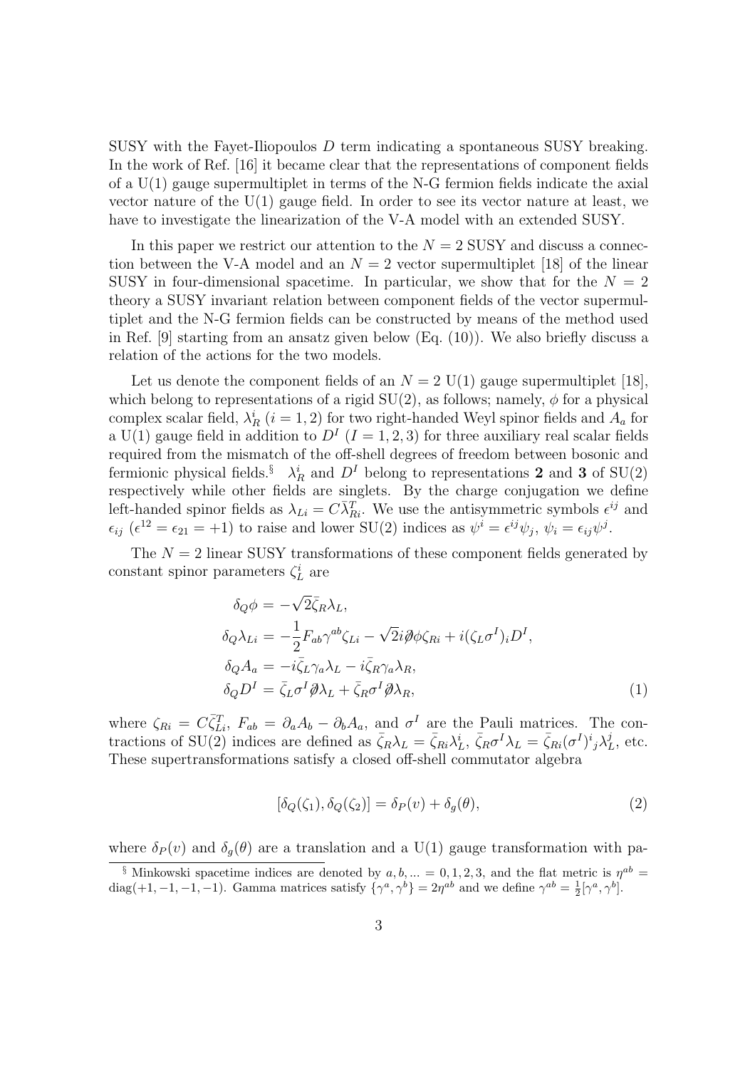SUSY with the Fayet-Iliopoulos $D$ term indicating a spontaneous SUSY breaking. In the work of Ref. [16] it became clear that the representations of component fields of a U(1) gauge supermultiplet in terms of the N-G fermion fields indicate the axial vector nature of the U(1) gauge field. In order to see its vector nature at least, we have to investigate the linearization of the V-A model with an extended SUSY.

In this paper we restrict our attention to the $N = 2$ SUSY and discuss a connection between the V-A model and an $N = 2$ vector supermultiplet [18] of the linear SUSY in four-dimensional spacetime. In particular, we show that for the $N = 2$ theory a SUSY invariant relation between component fields of the vector supermultiplet and the N-G fermion fields can be constructed by means of the method used in Ref. [9] starting from an ansatz given below (Eq. (10)). We also briefly discuss a relation of the actions for the two models.

Let us denote the component fields of an $N = 2$ U(1) gauge supermultiplet [18], which belong to representations of a rigid SU(2), as follows; namely, $\phi$ for a physical complex scalar field, $\lambda_R^i$ ($i = 1, 2$) for two right-handed Weyl spinor fields and $A_a$ for a U(1) gauge field in addition to $D^I$ ($I = 1, 2, 3$) for three auxiliary real scalar fields required from the mismatch of the off-shell degrees of freedom between bosonic and fermionic physical fields.[§] $\lambda_R^i$ and $D^I$ belong to representations **2** and **3** of SU(2) respectively while other fields are singlets. By the charge conjugation we define left-handed spinor fields as $\lambda_{Li} = C\bar{\lambda}_{Ri}^T$. We use the antisymmetric symbols $\epsilon^{ij}$ and $\epsilon_{ij}$ ($\epsilon^{12} = \epsilon_{21} = +1$) to raise and lower SU(2) indices as $\psi^i = \epsilon^{ij}\psi_j$, $\psi_i = \epsilon_{ij}\psi^j$.

The $N = 2$ linear SUSY transformations of these component fields generated by constant spinor parameters $\zeta_L^i$ are

$$
\begin{aligned}
\delta_Q \phi &= -\sqrt{2}\bar{\zeta}_R \lambda_L, \\
\delta_Q \lambda_{Li} &= -\frac{1}{2} F_{ab}\gamma^{ab}\zeta_{Li} - \sqrt{2} i \partial\!\!\!/ \phi \zeta_{Ri} + i(\zeta_L \sigma^I)_i D^I, \\
\delta_Q A_a &= -i\bar{\zeta}_L \gamma_a \lambda_L - i\bar{\zeta}_R \gamma_a \lambda_R, \\
\delta_Q D^I &= \bar{\zeta}_L \sigma^I \partial\!\!\!/ \lambda_L + \bar{\zeta}_R \sigma^I \partial\!\!\!/ \lambda_R,
\end{aligned}
\qquad (1)
$$

where $\zeta_{Ri} = C\bar{\zeta}_{Li}^T$, $F_{ab} = \partial_a A_b - \partial_b A_a$, and $\sigma^I$ are the Pauli matrices. The contractions of SU(2) indices are defined as $\bar{\zeta}_R \lambda_L = \bar{\zeta}_{Ri}\lambda_L^i$, $\bar{\zeta}_R \sigma^I \lambda_L = \bar{\zeta}_{Ri}(\sigma^I)^i{}_j \lambda_L^j$, etc. These supertransformations satisfy a closed off-shell commutator algebra

$$
[\delta_Q(\zeta_1), \delta_Q(\zeta_2)] = \delta_P(v) + \delta_g(\theta), \qquad (2)
$$

where $\delta_P(v)$ and $\delta_g(\theta)$ are a translation and a U(1) gauge transformation with pa-

[§] Minkowski spacetime indices are denoted by $a, b, ... = 0, 1, 2, 3$, and the flat metric is $\eta^{ab} = \mathrm{diag}(+1, -1, -1, -1)$. Gamma matrices satisfy $\{\gamma^a, \gamma^b\} = 2\eta^{ab}$ and we define $\gamma^{ab} = \frac{1}{2}[\gamma^a, \gamma^b]$.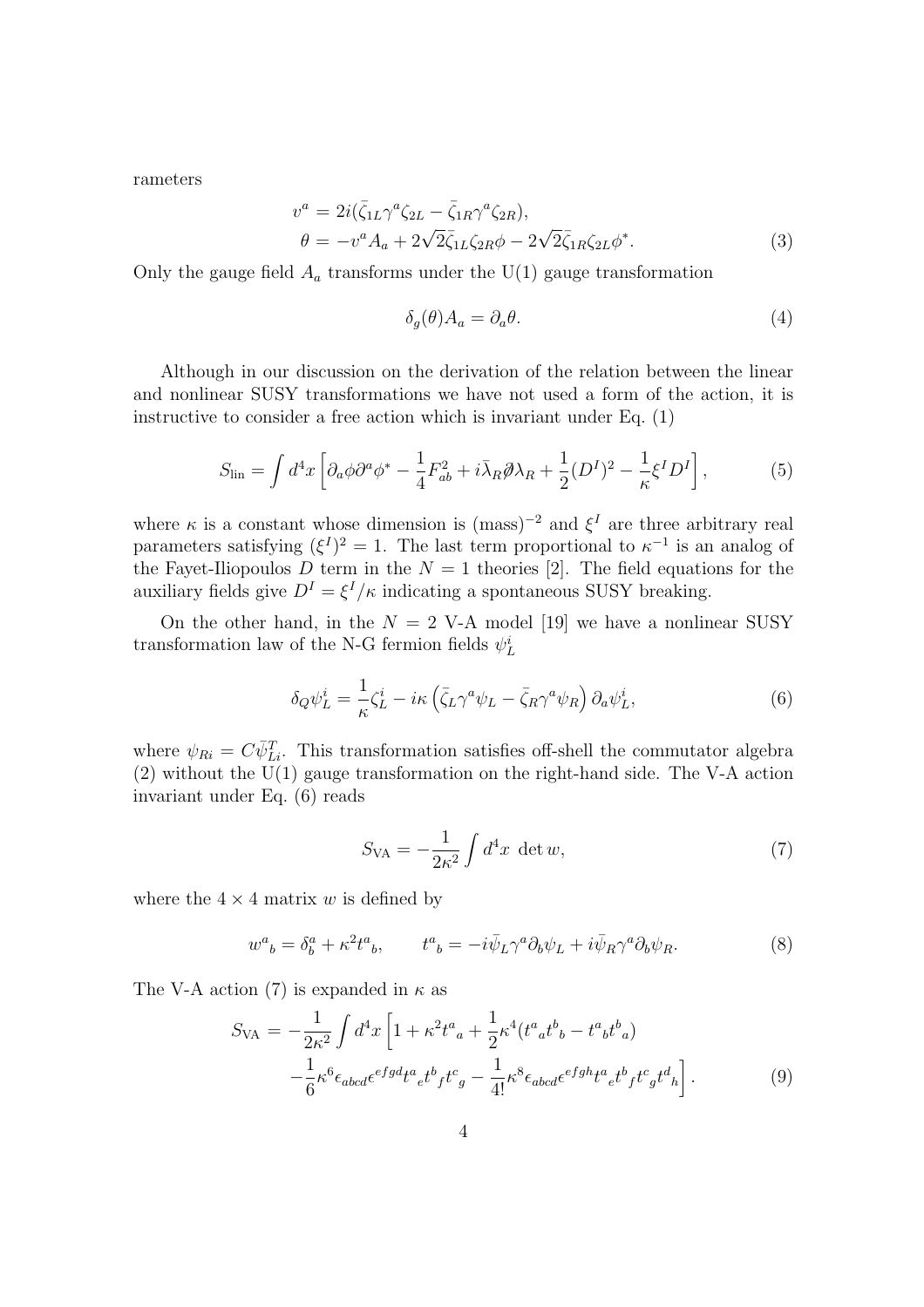rameters

$$
\begin{aligned}
v^a &= 2i(\bar{\zeta}_{1L}\gamma^a\zeta_{2L} - \bar{\zeta}_{1R}\gamma^a\zeta_{2R}), \\
\theta &= -v^a A_a + 2\sqrt{2}\bar{\zeta}_{1L}\zeta_{2R}\phi - 2\sqrt{2}\bar{\zeta}_{1R}\zeta_{2L}\phi^*.
\end{aligned} \tag{3}
$$

Only the gauge field $A_a$ transforms under the U(1) gauge transformation

$$
\delta_g(\theta)A_a = \partial_a\theta. \tag{4}
$$

Although in our discussion on the derivation of the relation between the linear and nonlinear SUSY transformations we have not used a form of the action, it is instructive to consider a free action which is invariant under Eq. (1)

$$
S_{\rm lin} = \int d^4x \left[\partial_a\phi\partial^a\phi^* - \frac{1}{4}F_{ab}^2 + i\bar{\lambda}_R\partial\!\!\!/\lambda_R + \frac{1}{2}(D^I)^2 - \frac{1}{\kappa}\xi^I D^I\right], \tag{5}
$$

where $\kappa$ is a constant whose dimension is $(\text{mass})^{-2}$ and $\xi^I$ are three arbitrary real parameters satisfying $(\xi^I)^2 = 1$. The last term proportional to $\kappa^{-1}$ is an analog of the Fayet-Iliopoulos $D$ term in the $N = 1$ theories [2]. The field equations for the auxiliary fields give $D^I = \xi^I/\kappa$ indicating a spontaneous SUSY breaking.

On the other hand, in the $N = 2$ V-A model [19] we have a nonlinear SUSY transformation law of the N-G fermion fields $\psi_L^i$

$$
\delta_Q\psi_L^i = \frac{1}{\kappa}\zeta_L^i - i\kappa\left(\bar{\zeta}_L\gamma^a\psi_L - \bar{\zeta}_R\gamma^a\psi_R\right)\partial_a\psi_L^i, \tag{6}
$$

where $\psi_{Ri} = C\bar{\psi}_{Li}^T$. This transformation satisfies off-shell the commutator algebra (2) without the U(1) gauge transformation on the right-hand side. The V-A action invariant under Eq. (6) reads

$$
S_{\rm VA} = -\frac{1}{2\kappa^2}\int d^4x \ \det w, \tag{7}
$$

where the $4\times 4$ matrix $w$ is defined by

$$
w^a{}_b = \delta^a_b + \kappa^2 t^a{}_b, \qquad t^a{}_b = -i\bar{\psi}_L\gamma^a\partial_b\psi_L + i\bar{\psi}_R\gamma^a\partial_b\psi_R. \tag{8}
$$

The V-A action (7) is expanded in $\kappa$ as

$$
\begin{aligned}
S_{\rm VA} = -\frac{1}{2\kappa^2}\int d^4x \Big[&1 + \kappa^2 t^a{}_a + \frac{1}{2}\kappa^4(t^a{}_a t^b{}_b - t^a{}_b t^b{}_a) \\
&-\frac{1}{6}\kappa^6\epsilon_{abcd}\epsilon^{efgd}t^a{}_e t^b{}_f t^c{}_g - \frac{1}{4!}\kappa^8\epsilon_{abcd}\epsilon^{efgh}t^a{}_e t^b{}_f t^c{}_g t^d{}_h\Big].
\end{aligned} \tag{9}
$$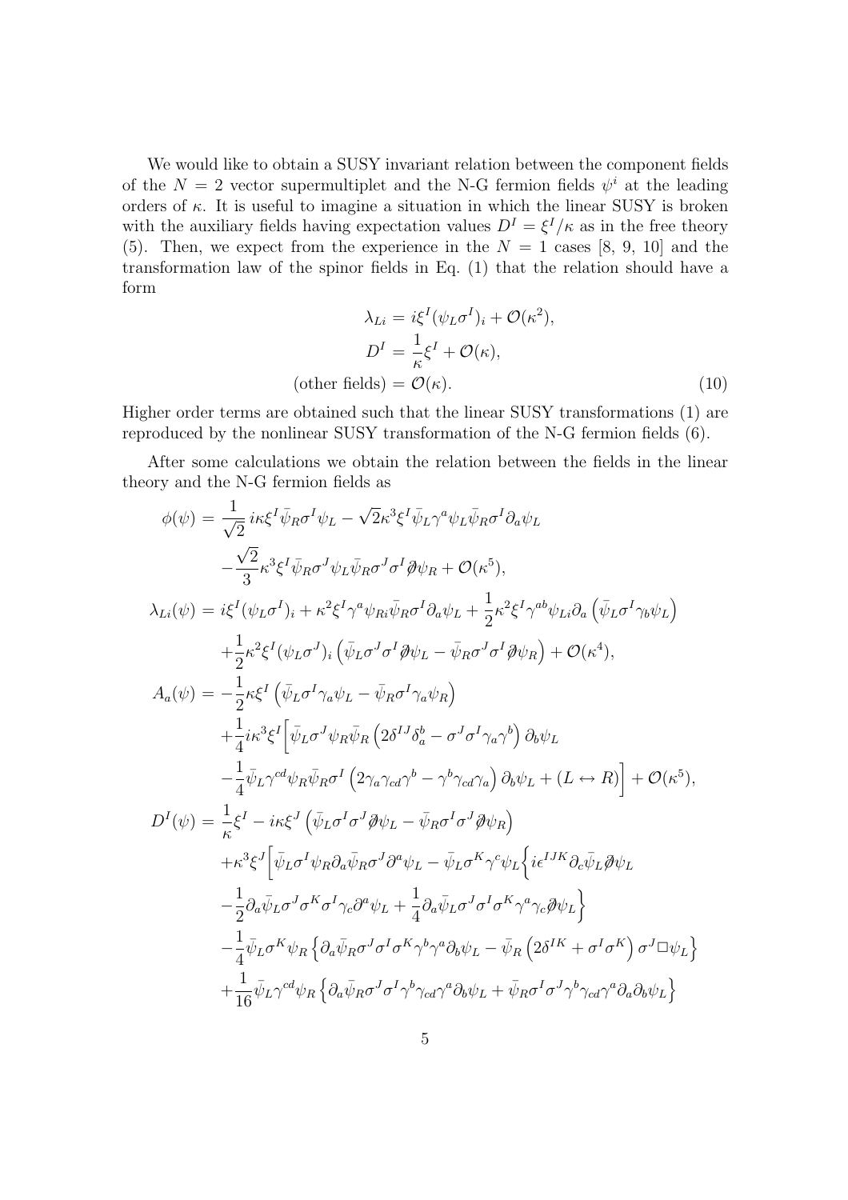We would like to obtain a SUSY invariant relation between the component fields of the $N=2$ vector supermultiplet and the N-G fermion fields $\psi^i$ at the leading orders of $\kappa$. It is useful to imagine a situation in which the linear SUSY is broken with the auxiliary fields having expectation values $D^I = \xi^I/\kappa$ as in the free theory (5). Then, we expect from the experience in the $N=1$ cases [8, 9, 10] and the transformation law of the spinor fields in Eq. (1) that the relation should have a form

$$
\begin{aligned}
\lambda_{Li} &= i\xi^I(\psi_L\sigma^I)_i + \mathcal{O}(\kappa^2), \\
D^I &= \frac{1}{\kappa}\xi^I + \mathcal{O}(\kappa), \\
(\text{other fields}) &= \mathcal{O}(\kappa).
\end{aligned}
\tag{10}
$$

Higher order terms are obtained such that the linear SUSY transformations (1) are reproduced by the nonlinear SUSY transformation of the N-G fermion fields (6).

After some calculations we obtain the relation between the fields in the linear theory and the N-G fermion fields as

$$
\begin{aligned}
\phi(\psi) &= \frac{1}{\sqrt{2}}\, i\kappa\xi^I\bar{\psi}_R\sigma^I\psi_L - \sqrt{2}\kappa^3\xi^I\bar{\psi}_L\gamma^a\psi_L\bar{\psi}_R\sigma^I\partial_a\psi_L \\
&\quad -\frac{\sqrt{2}}{3}\kappa^3\xi^I\bar{\psi}_R\sigma^J\psi_L\bar{\psi}_R\sigma^J\sigma^I\partial\!\!\!/\psi_R + \mathcal{O}(\kappa^5), \\
\lambda_{Li}(\psi) &= i\xi^I(\psi_L\sigma^I)_i + \kappa^2\xi^I\gamma^a\psi_{Ri}\bar{\psi}_R\sigma^I\partial_a\psi_L + \frac{1}{2}\kappa^2\xi^I\gamma^{ab}\psi_{Li}\partial_a\left(\bar{\psi}_L\sigma^I\gamma_b\psi_L\right) \\
&\quad +\frac{1}{2}\kappa^2\xi^I(\psi_L\sigma^J)_i\left(\bar{\psi}_L\sigma^J\sigma^I\partial\!\!\!/\psi_L - \bar{\psi}_R\sigma^J\sigma^I\partial\!\!\!/\psi_R\right) + \mathcal{O}(\kappa^4), \\
A_a(\psi) &= -\frac{1}{2}\kappa\xi^I\left(\bar{\psi}_L\sigma^I\gamma_a\psi_L - \bar{\psi}_R\sigma^I\gamma_a\psi_R\right) \\
&\quad +\frac{1}{4}i\kappa^3\xi^I\Big[\bar{\psi}_L\sigma^J\psi_R\bar{\psi}_R\left(2\delta^{IJ}\delta_a^b - \sigma^J\sigma^I\gamma_a\gamma^b\right)\partial_b\psi_L \\
&\quad -\frac{1}{4}\bar{\psi}_L\gamma^{cd}\psi_R\bar{\psi}_R\sigma^I\left(2\gamma_a\gamma_{cd}\gamma^b - \gamma^b\gamma_{cd}\gamma_a\right)\partial_b\psi_L + (L\leftrightarrow R)\Big] + \mathcal{O}(\kappa^5), \\
D^I(\psi) &= \frac{1}{\kappa}\xi^I - i\kappa\xi^J\left(\bar{\psi}_L\sigma^I\sigma^J\partial\!\!\!/\psi_L - \bar{\psi}_R\sigma^I\sigma^J\partial\!\!\!/\psi_R\right) \\
&\quad +\kappa^3\xi^J\Big[\bar{\psi}_L\sigma^I\psi_R\partial_a\bar{\psi}_R\sigma^J\partial^a\psi_L - \bar{\psi}_L\sigma^K\gamma^c\psi_L\Big\{i\epsilon^{IJK}\partial_c\bar{\psi}_L\partial\!\!\!/\psi_L \\
&\quad -\frac{1}{2}\partial_a\bar{\psi}_L\sigma^J\sigma^K\sigma^I\gamma_c\partial^a\psi_L + \frac{1}{4}\partial_a\bar{\psi}_L\sigma^J\sigma^I\sigma^K\gamma^a\gamma_c\partial\!\!\!/\psi_L\Big\} \\
&\quad -\frac{1}{4}\bar{\psi}_L\sigma^K\psi_R\left\{\partial_a\bar{\psi}_R\sigma^J\sigma^I\sigma^K\gamma^b\gamma^a\partial_b\psi_L - \bar{\psi}_R\left(2\delta^{IK} + \sigma^I\sigma^K\right)\sigma^J\Box\psi_L\right\} \\
&\quad +\frac{1}{16}\bar{\psi}_L\gamma^{cd}\psi_R\left\{\partial_a\bar{\psi}_R\sigma^J\sigma^I\gamma^b\gamma_{cd}\gamma^a\partial_b\psi_L + \bar{\psi}_R\sigma^I\sigma^J\gamma^b\gamma_{cd}\gamma^a\partial_a\partial_b\psi_L\right\}
\end{aligned}
$$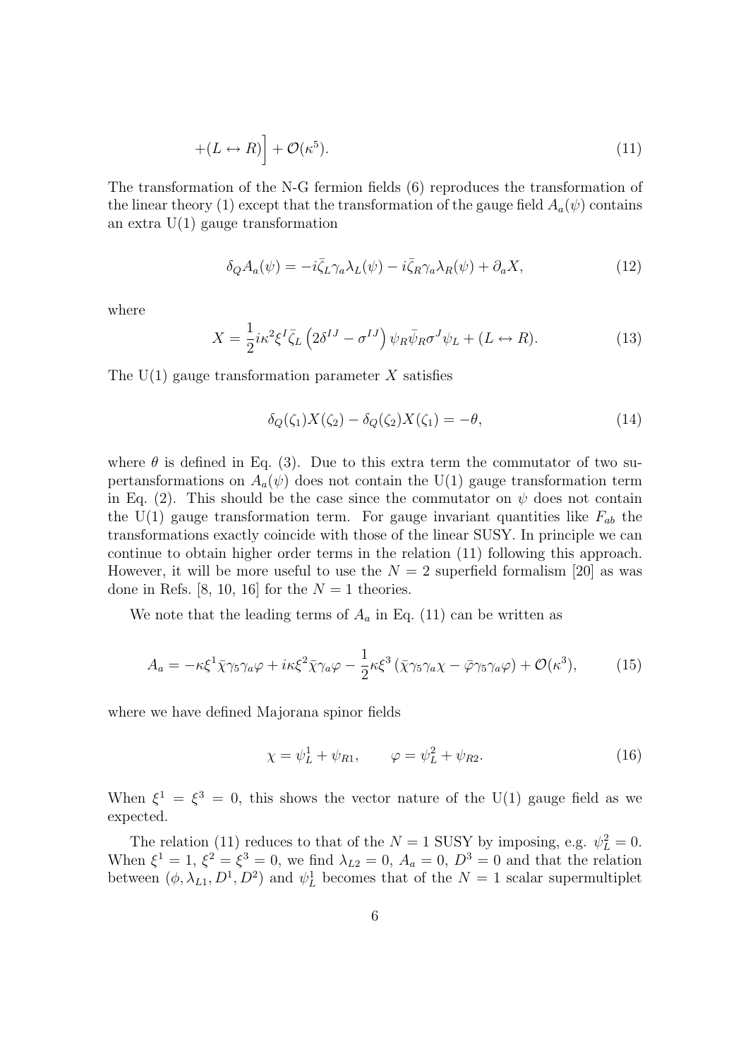$$+(L \leftrightarrow R)\Big] + \mathcal{O}(\kappa^5). \tag{11}$$

The transformation of the N-G fermion fields (6) reproduces the transformation of the linear theory (1) except that the transformation of the gauge field $A_a(\psi)$ contains an extra U(1) gauge transformation

$$\delta_Q A_a(\psi) = -i\bar{\zeta}_L \gamma_a \lambda_L(\psi) - i\bar{\zeta}_R \gamma_a \lambda_R(\psi) + \partial_a X, \tag{12}$$

where

$$X = \frac{1}{2} i\kappa^2 \xi^I \bar{\zeta}_L \left(2\delta^{IJ} - \sigma^{IJ}\right) \psi_R \bar{\psi}_R \sigma^J \psi_L + (L \leftrightarrow R). \tag{13}$$

The U(1) gauge transformation parameter $X$ satisfies

$$\delta_Q(\zeta_1) X(\zeta_2) - \delta_Q(\zeta_2) X(\zeta_1) = -\theta, \tag{14}$$

where $\theta$ is defined in Eq. (3). Due to this extra term the commutator of two supertansformations on $A_a(\psi)$ does not contain the U(1) gauge transformation term in Eq. (2). This should be the case since the commutator on $\psi$ does not contain the U(1) gauge transformation term. For gauge invariant quantities like $F_{ab}$ the transformations exactly coincide with those of the linear SUSY. In principle we can continue to obtain higher order terms in the relation (11) following this approach. However, it will be more useful to use the $N = 2$ superfield formalism [20] as was done in Refs. [8, 10, 16] for the $N = 1$ theories.

We note that the leading terms of $A_a$ in Eq. (11) can be written as

$$A_a = -\kappa\xi^1 \bar{\chi}\gamma_5\gamma_a\varphi + i\kappa\xi^2 \bar{\chi}\gamma_a\varphi - \frac{1}{2}\kappa\xi^3 \left(\bar{\chi}\gamma_5\gamma_a\chi - \bar{\varphi}\gamma_5\gamma_a\varphi\right) + \mathcal{O}(\kappa^3), \tag{15}$$

where we have defined Majorana spinor fields

$$\chi = \psi_L^1 + \psi_{R1}, \qquad \varphi = \psi_L^2 + \psi_{R2}. \tag{16}$$

When $\xi^1 = \xi^3 = 0$, this shows the vector nature of the U(1) gauge field as we expected.

The relation (11) reduces to that of the $N = 1$ SUSY by imposing, e.g. $\psi_L^2 = 0$. When $\xi^1 = 1$, $\xi^2 = \xi^3 = 0$, we find $\lambda_{L2} = 0$, $A_a = 0$, $D^3 = 0$ and that the relation between $(\phi, \lambda_{L1}, D^1, D^2)$ and $\psi_L^1$ becomes that of the $N = 1$ scalar supermultiplet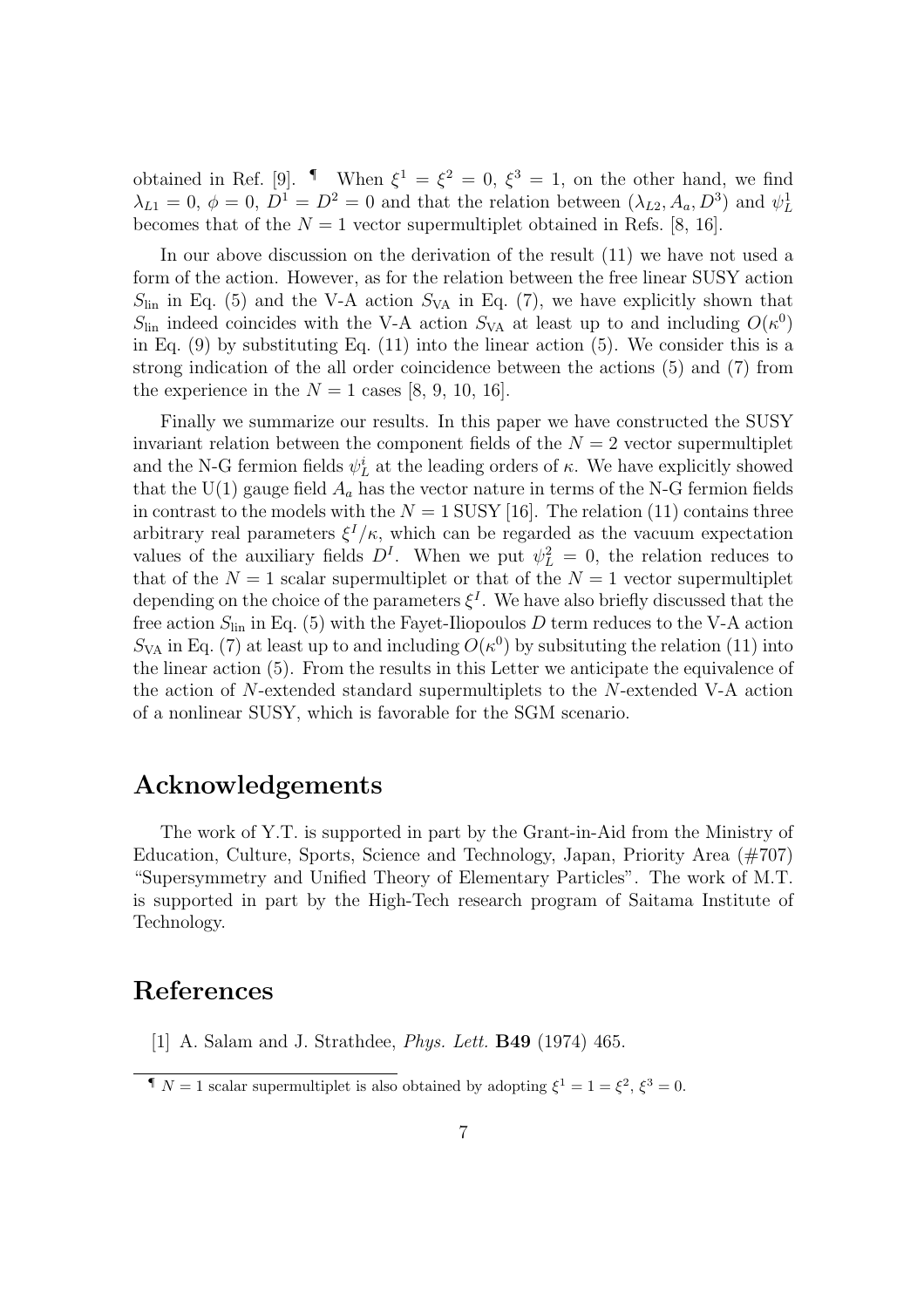obtained in Ref. [9]. ¶ When $\xi^1 = \xi^2 = 0$, $\xi^3 = 1$, on the other hand, we find $\lambda_{L1} = 0$, $\phi = 0$, $D^1 = D^2 = 0$ and that the relation between $(\lambda_{L2}, A_a, D^3)$ and $\psi_L^1$ becomes that of the $N = 1$ vector supermultiplet obtained in Refs. [8, 16].

In our above discussion on the derivation of the result (11) we have not used a form of the action. However, as for the relation between the free linear SUSY action $S_{\rm lin}$ in Eq. (5) and the V-A action $S_{\rm VA}$ in Eq. (7), we have explicitly shown that $S_{\rm lin}$ indeed coincides with the V-A action $S_{\rm VA}$ at least up to and including $O(\kappa^0)$ in Eq. (9) by substituting Eq. (11) into the linear action (5). We consider this is a strong indication of the all order coincidence between the actions (5) and (7) from the experience in the $N = 1$ cases [8, 9, 10, 16].

Finally we summarize our results. In this paper we have constructed the SUSY invariant relation between the component fields of the $N = 2$ vector supermultiplet and the N-G fermion fields $\psi_L^i$ at the leading orders of $\kappa$. We have explicitly showed that the U(1) gauge field $A_a$ has the vector nature in terms of the N-G fermion fields in contrast to the models with the $N = 1$ SUSY [16]. The relation (11) contains three arbitrary real parameters $\xi^I/\kappa$, which can be regarded as the vacuum expectation values of the auxiliary fields $D^I$. When we put $\psi_L^2 = 0$, the relation reduces to that of the $N = 1$ scalar supermultiplet or that of the $N = 1$ vector supermultiplet depending on the choice of the parameters $\xi^I$. We have also briefly discussed that the free action $S_{\rm lin}$ in Eq. (5) with the Fayet-Iliopoulos $D$ term reduces to the V-A action $S_{\rm VA}$ in Eq. (7) at least up to and including $O(\kappa^0)$ by subsituting the relation (11) into the linear action (5). From the results in this Letter we anticipate the equivalence of the action of $N$-extended standard supermultiplets to the $N$-extended V-A action of a nonlinear SUSY, which is favorable for the SGM scenario.

## Acknowledgements

The work of Y.T. is supported in part by the Grant-in-Aid from the Ministry of Education, Culture, Sports, Science and Technology, Japan, Priority Area (#707) "Supersymmetry and Unified Theory of Elementary Particles". The work of M.T. is supported in part by the High-Tech research program of Saitama Institute of Technology.

## References

[1] A. Salam and J. Strathdee, *Phys. Lett.* **B49** (1974) 465.

---

¶ $N = 1$ scalar supermultiplet is also obtained by adopting $\xi^1 = 1 = \xi^2$, $\xi^3 = 0$.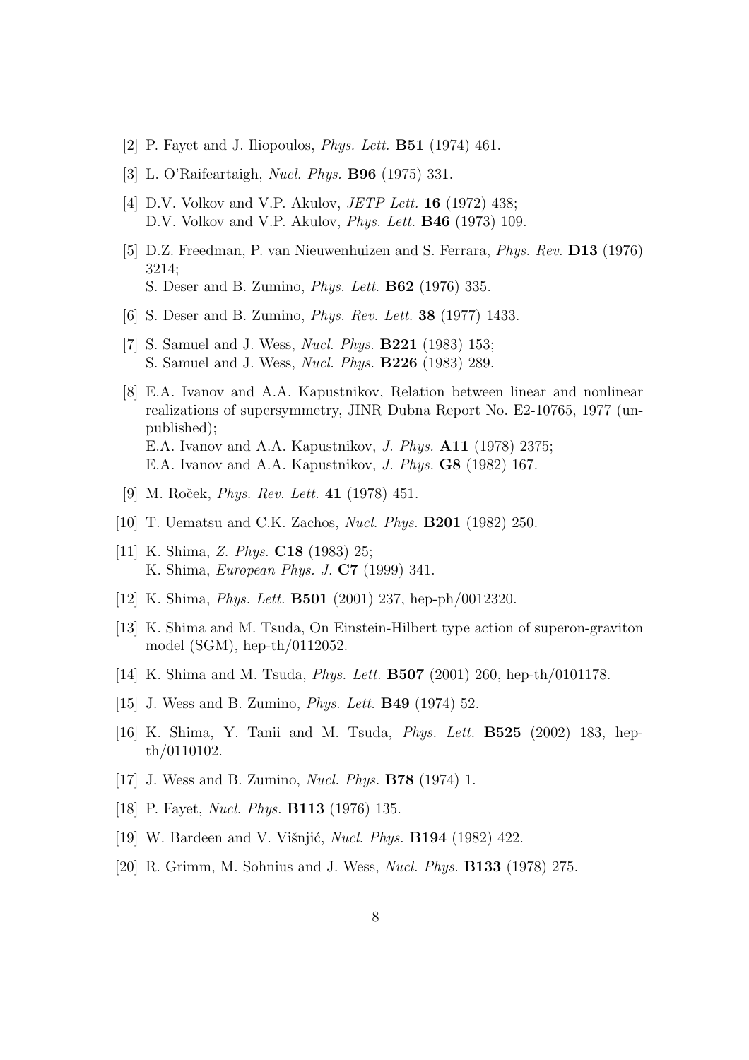[2] P. Fayet and J. Iliopoulos, *Phys. Lett.* **B51** (1974) 461.

[3] L. O'Raifeartaigh, *Nucl. Phys.* **B96** (1975) 331.

[4] D.V. Volkov and V.P. Akulov, *JETP Lett.* **16** (1972) 438;
D.V. Volkov and V.P. Akulov, *Phys. Lett.* **B46** (1973) 109.

[5] D.Z. Freedman, P. van Nieuwenhuizen and S. Ferrara, *Phys. Rev.* **D13** (1976) 3214;
S. Deser and B. Zumino, *Phys. Lett.* **B62** (1976) 335.

[6] S. Deser and B. Zumino, *Phys. Rev. Lett.* **38** (1977) 1433.

[7] S. Samuel and J. Wess, *Nucl. Phys.* **B221** (1983) 153;
S. Samuel and J. Wess, *Nucl. Phys.* **B226** (1983) 289.

[8] E.A. Ivanov and A.A. Kapustnikov, Relation between linear and nonlinear realizations of supersymmetry, JINR Dubna Report No. E2-10765, 1977 (unpublished);
E.A. Ivanov and A.A. Kapustnikov, *J. Phys.* **A11** (1978) 2375;
E.A. Ivanov and A.A. Kapustnikov, *J. Phys.* **G8** (1982) 167.

[9] M. Roček, *Phys. Rev. Lett.* **41** (1978) 451.

[10] T. Uematsu and C.K. Zachos, *Nucl. Phys.* **B201** (1982) 250.

[11] K. Shima, *Z. Phys.* **C18** (1983) 25;
K. Shima, *European Phys. J.* **C7** (1999) 341.

[12] K. Shima, *Phys. Lett.* **B501** (2001) 237, hep-ph/0012320.

[13] K. Shima and M. Tsuda, On Einstein-Hilbert type action of superon-graviton model (SGM), hep-th/0112052.

[14] K. Shima and M. Tsuda, *Phys. Lett.* **B507** (2001) 260, hep-th/0101178.

[15] J. Wess and B. Zumino, *Phys. Lett.* **B49** (1974) 52.

[16] K. Shima, Y. Tanii and M. Tsuda, *Phys. Lett.* **B525** (2002) 183, hep-th/0110102.

[17] J. Wess and B. Zumino, *Nucl. Phys.* **B78** (1974) 1.

[18] P. Fayet, *Nucl. Phys.* **B113** (1976) 135.

[19] W. Bardeen and V. Višnjić, *Nucl. Phys.* **B194** (1982) 422.

[20] R. Grimm, M. Sohnius and J. Wess, *Nucl. Phys.* **B133** (1978) 275.